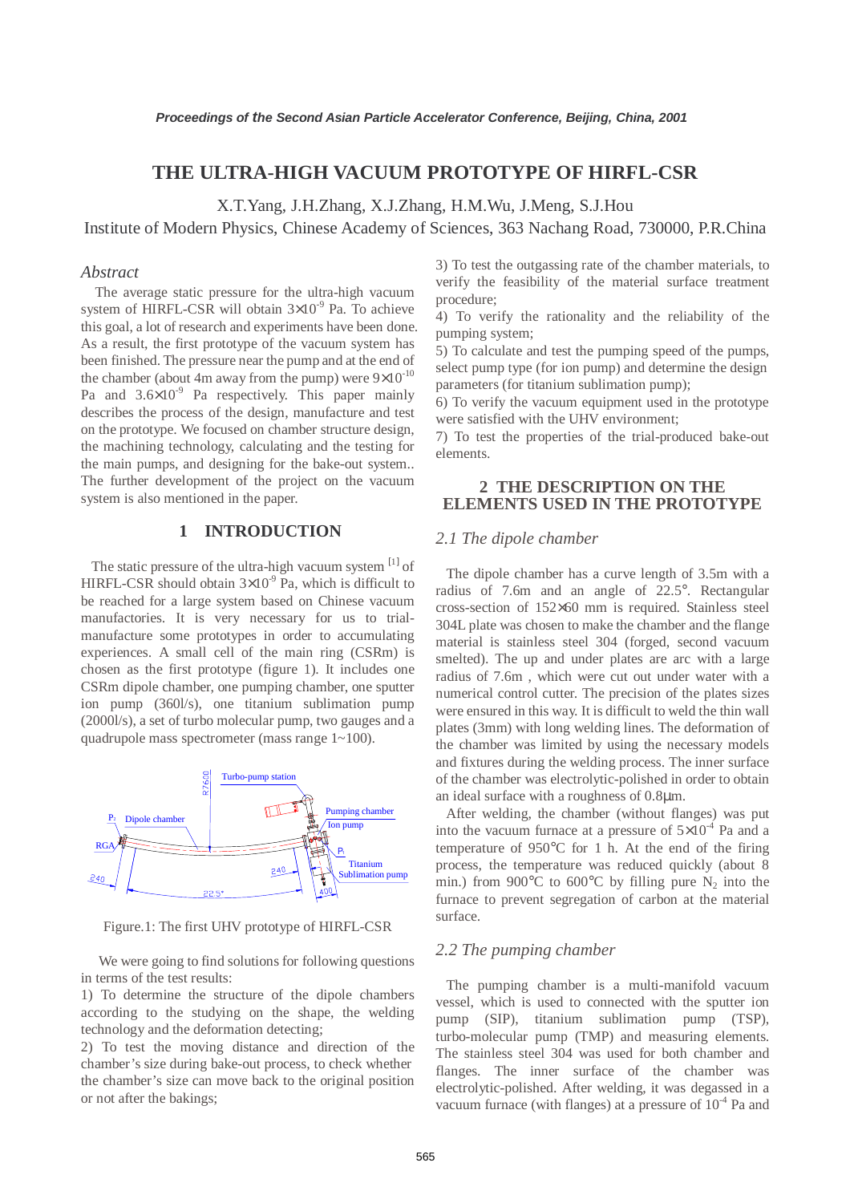# THE ULTRA-HIGH VACUUM PROTOTYPE OF HIRFL-CSR

X.T.Yang, J.H.Zhang, X.J.Zhang, H.M.Wu, J.Meng, S.J.Hou

Institute of Modern Physics, Chinese Academy of Sciences, 363 Nachang Road, 730000, P.R.China

## *Abstract*

The average static pressure for the ultra-high vacuum system of HIRFL-CSR will obtain $3\times10^{-9}$ Pa. To achieve this goal, a lot of research and experiments have been done. As a result, the first prototype of the vacuum system has been finished. The pressure near the pump and at the end of the chamber (about 4m away from the pump) were $9\times10^{-10}$ Pa and $3.6\times10^{-9}$ Pa respectively. This paper mainly describes the process of the design, manufacture and test on the prototype. We focused on chamber structure design, the machining technology, calculating and the testing for the main pumps, and designing for the bake-out system.. The further development of the project on the vacuum system is also mentioned in the paper.

## 1 INTRODUCTION

The static pressure of the ultra-high vacuum system [1] of HIRFL-CSR should obtain $3\times10^{-9}$ Pa, which is difficult to be reached for a large system based on Chinese vacuum manufactories. It is very necessary for us to trial-manufacture some prototypes in order to accumulating experiences. A small cell of the main ring (CSRm) is chosen as the first prototype (figure 1). It includes one CSRm dipole chamber, one pumping chamber, one sputter ion pump (360l/s), one titanium sublimation pump (2000l/s), a set of turbo molecular pump, two gauges and a quadrupole mass spectrometer (mass range 1~100).

Figure.1: The first UHV prototype of HIRFL-CSR

We were going to find solutions for following questions in terms of the test results:

1) To determine the structure of the dipole chambers according to the studying on the shape, the welding technology and the deformation detecting;

2) To test the moving distance and direction of the chamber's size during bake-out process, to check whether the chamber's size can move back to the original position or not after the bakings;

3) To test the outgassing rate of the chamber materials, to verify the feasibility of the material surface treatment procedure;

4) To verify the rationality and the reliability of the pumping system;

5) To calculate and test the pumping speed of the pumps, select pump type (for ion pump) and determine the design parameters (for titanium sublimation pump);

6) To verify the vacuum equipment used in the prototype were satisfied with the UHV environment;

7) To test the properties of the trial-produced bake-out elements.

## 2 THE DESCRIPTION ON THE ELEMENTS USED IN THE PROTOTYPE

### *2.1 The dipole chamber*

The dipole chamber has a curve length of 3.5m with a radius of 7.6m and an angle of 22.5°. Rectangular cross-section of 152×60 mm is required. Stainless steel 304L plate was chosen to make the chamber and the flange material is stainless steel 304 (forged, second vacuum smelted). The up and under plates are arc with a large radius of 7.6m , which were cut out under water with a numerical control cutter. The precision of the plates sizes were ensured in this way. It is difficult to weld the thin wall plates (3mm) with long welding lines. The deformation of the chamber was limited by using the necessary models and fixtures during the welding process. The inner surface of the chamber was electrolytic-polished in order to obtain an ideal surface with a roughness of 0.8μm.

After welding, the chamber (without flanges) was put into the vacuum furnace at a pressure of $5\times10^{-4}$ Pa and a temperature of 950℃ for 1 h. At the end of the firing process, the temperature was reduced quickly (about 8 min.) from 900℃ to 600℃ by filling pure $N_2$ into the furnace to prevent segregation of carbon at the material surface.

### *2.2 The pumping chamber*

The pumping chamber is a multi-manifold vacuum vessel, which is used to connected with the sputter ion pump (SIP), titanium sublimation pump (TSP), turbo-molecular pump (TMP) and measuring elements. The stainless steel 304 was used for both chamber and flanges. The inner surface of the chamber was electrolytic-polished. After welding, it was degassed in a vacuum furnace (with flanges) at a pressure of $10^{-4}$ Pa and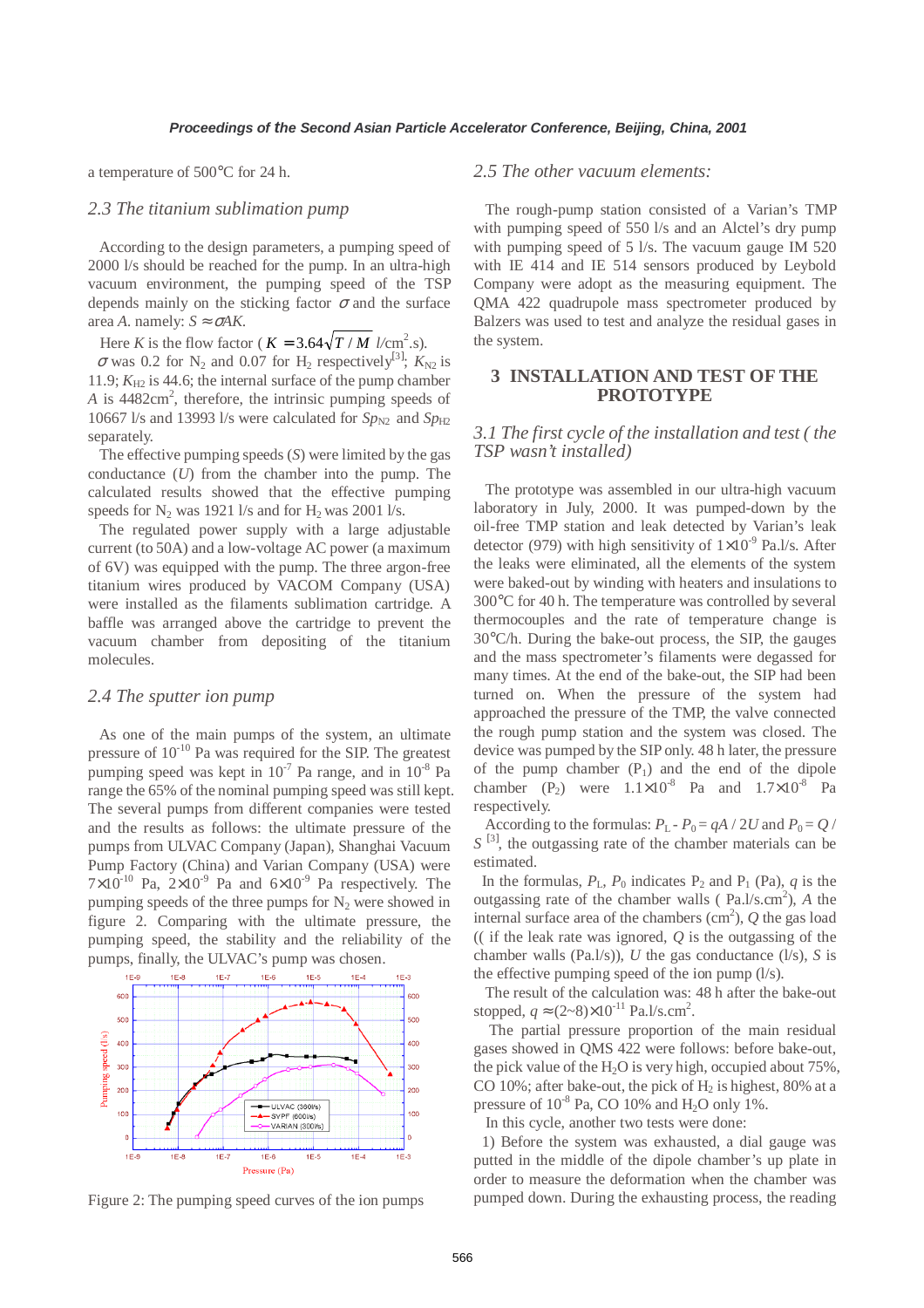a temperature of 500°C for 24 h.

### 2.3 The titanium sublimation pump

According to the design parameters, a pumping speed of 2000 l/s should be reached for the pump. In an ultra-high vacuum environment, the pumping speed of the TSP depends mainly on the sticking factor $\sigma$ and the surface area $A$. namely: $S \approx \sigma AK$.

Here $K$ is the flow factor ( $K = 3.64\sqrt{T/M}$ l/cm$^2$.s).

$\sigma$ was 0.2 for $N_2$ and 0.07 for $H_2$ respectively[3]; $K_{N2}$ is 11.9; $K_{H2}$ is 44.6; the internal surface of the pump chamber $A$ is 4482cm$^2$, therefore, the intrinsic pumping speeds of 10667 l/s and 13993 l/s were calculated for $Sp_{N2}$ and $Sp_{H2}$ separately.

The effective pumping speeds ($S$) were limited by the gas conductance ($U$) from the chamber into the pump. The calculated results showed that the effective pumping speeds for $N_2$ was 1921 l/s and for $H_2$ was 2001 l/s.

The regulated power supply with a large adjustable current (to 50A) and a low-voltage AC power (a maximum of 6V) was equipped with the pump. The three argon-free titanium wires produced by VACOM Company (USA) were installed as the filaments sublimation cartridge. A baffle was arranged above the cartridge to prevent the vacuum chamber from depositing of the titanium molecules.

### 2.4 The sputter ion pump

As one of the main pumps of the system, an ultimate pressure of $10^{-10}$ Pa was required for the SIP. The greatest pumping speed was kept in $10^{-7}$ Pa range, and in $10^{-8}$ Pa range the 65% of the nominal pumping speed was still kept. The several pumps from different companies were tested and the results as follows: the ultimate pressure of the pumps from ULVAC Company (Japan), Shanghai Vacuum Pump Factory (China) and Varian Company (USA) were $7\times10^{-10}$ Pa, $2\times10^{-9}$ Pa and $6\times10^{-9}$ Pa respectively. The pumping speeds of the three pumps for $N_2$ were showed in figure 2. Comparing with the ultimate pressure, the pumping speed, the stability and the reliability of the pumps, finally, the ULVAC's pump was chosen.

Figure 2: The pumping speed curves of the ion pumps

### 2.5 The other vacuum elements:

The rough-pump station consisted of a Varian's TMP with pumping speed of 550 l/s and an Alctel's dry pump with pumping speed of 5 l/s. The vacuum gauge IM 520 with IE 414 and IE 514 sensors produced by Leybold Company were adopt as the measuring equipment. The QMA 422 quadrupole mass spectrometer produced by Balzers was used to test and analyze the residual gases in the system.

## 3 INSTALLATION AND TEST OF THE PROTOTYPE

### 3.1 The first cycle of the installation and test ( the TSP wasn't installed)

The prototype was assembled in our ultra-high vacuum laboratory in July, 2000. It was pumped-down by the oil-free TMP station and leak detected by Varian's leak detector (979) with high sensitivity of $1\times10^{-9}$ Pa.l/s. After the leaks were eliminated, all the elements of the system were baked-out by winding with heaters and insulations to 300°C for 40 h. The temperature was controlled by several thermocouples and the rate of temperature change is 30°C/h. During the bake-out process, the SIP, the gauges and the mass spectrometer's filaments were degassed for many times. At the end of the bake-out, the SIP had been turned on. When the pressure of the system had approached the pressure of the TMP, the valve connected the rough pump station and the system was closed. The device was pumped by the SIP only. 48 h later, the pressure of the pump chamber ($P_1$) and the end of the dipole chamber ($P_2$) were $1.1\times10^{-8}$ Pa and $1.7\times10^{-8}$ Pa respectively.

According to the formulas: $P_L - P_0 = qA / 2U$ and $P_0 = Q / S$ [3], the outgassing rate of the chamber materials can be estimated.

In the formulas, $P_L$, $P_0$ indicates $P_2$ and $P_1$ (Pa), $q$ is the outgassing rate of the chamber walls ( Pa.l/s.cm$^2$), $A$ the internal surface area of the chambers (cm$^2$), $Q$ the gas load (( if the leak rate was ignored, $Q$ is the outgassing of the chamber walls (Pa.l/s)), $U$ the gas conductance (l/s), $S$ is the effective pumping speed of the ion pump (l/s).

The result of the calculation was: 48 h after the bake-out stopped, $q \approx (2\sim8)\times10^{-11}$ Pa.l/s.cm$^2$.

The partial pressure proportion of the main residual gases showed in QMS 422 were follows: before bake-out, the pick value of the $H_2O$ is very high, occupied about 75%, CO 10%; after bake-out, the pick of $H_2$ is highest, 80% at a pressure of $10^{-8}$ Pa, CO 10% and $H_2O$ only 1%.

In this cycle, another two tests were done:

1) Before the system was exhausted, a dial gauge was putted in the middle of the dipole chamber's up plate in order to measure the deformation when the chamber was pumped down. During the exhausting process, the reading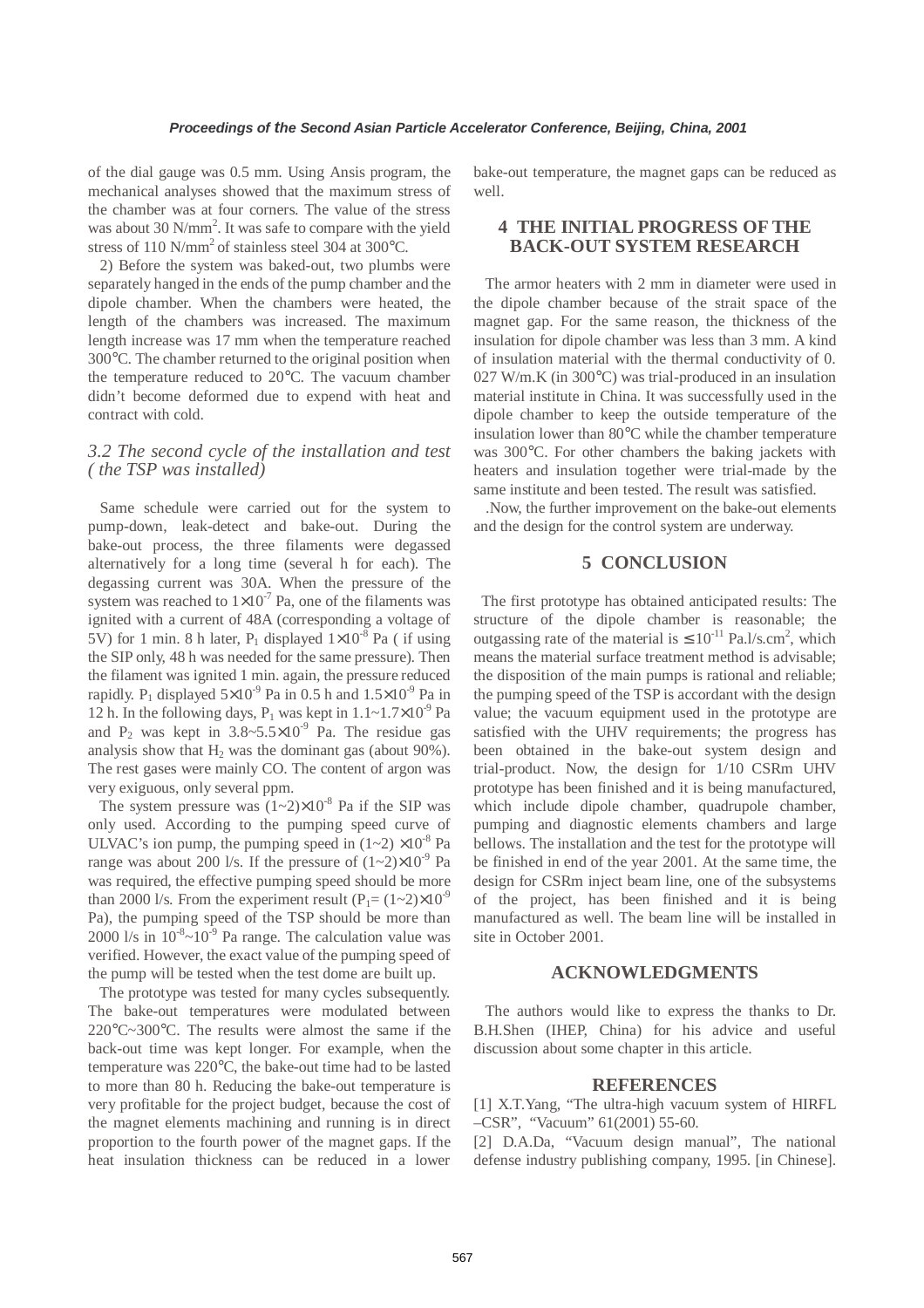of the dial gauge was 0.5 mm. Using Ansis program, the mechanical analyses showed that the maximum stress of the chamber was at four corners. The value of the stress was about 30 N/mm$^2$. It was safe to compare with the yield stress of 110 N/mm$^2$ of stainless steel 304 at 300°C.

2) Before the system was baked-out, two plumbs were separately hanged in the ends of the pump chamber and the dipole chamber. When the chambers were heated, the length of the chambers was increased. The maximum length increase was 17 mm when the temperature reached 300°C. The chamber returned to the original position when the temperature reduced to 20°C. The vacuum chamber didn't become deformed due to expend with heat and contract with cold.

### *3.2 The second cycle of the installation and test ( the TSP was installed)*

Same schedule were carried out for the system to pump-down, leak-detect and bake-out. During the bake-out process, the three filaments were degassed alternatively for a long time (several h for each). The degassing current was 30A. When the pressure of the system was reached to $1\times10^{-7}$ Pa, one of the filaments was ignited with a current of 48A (corresponding a voltage of 5V) for 1 min. 8 h later, $P_1$ displayed $1\times10^{-8}$ Pa ( if using the SIP only, 48 h was needed for the same pressure). Then the filament was ignited 1 min. again, the pressure reduced rapidly. $P_1$ displayed $5\times10^{-9}$ Pa in 0.5 h and $1.5\times10^{-9}$ Pa in 12 h. In the following days, $P_1$ was kept in $1.1\sim1.7\times10^{-9}$ Pa and $P_2$ was kept in $3.8\sim5.5\times10^{-9}$ Pa. The residue gas analysis show that $H_2$ was the dominant gas (about 90%). The rest gases were mainly CO. The content of argon was very exiguous, only several ppm.

The system pressure was $(1\sim2)\times10^{-8}$ Pa if the SIP was only used. According to the pumping speed curve of ULVAC's ion pump, the pumping speed in $(1\sim2)\times10^{-8}$ Pa range was about 200 l/s. If the pressure of $(1\sim2)\times10^{-9}$ Pa was required, the effective pumping speed should be more than 2000 l/s. From the experiment result ($P_1$= $(1\sim2)\times10^{-9}$ Pa), the pumping speed of the TSP should be more than 2000 l/s in $10^{-8}\sim10^{-9}$ Pa range. The calculation value was verified. However, the exact value of the pumping speed of the pump will be tested when the test dome are built up.

The prototype was tested for many cycles subsequently. The bake-out temperatures were modulated between 220°C~300°C. The results were almost the same if the back-out time was kept longer. For example, when the temperature was 220°C, the bake-out time had to be lasted to more than 80 h. Reducing the bake-out temperature is very profitable for the project budget, because the cost of the magnet elements machining and running is in direct proportion to the fourth power of the magnet gaps. If the heat insulation thickness can be reduced in a lower bake-out temperature, the magnet gaps can be reduced as well.

## 4 THE INITIAL PROGRESS OF THE BACK-OUT SYSTEM RESEARCH

The armor heaters with 2 mm in diameter were used in the dipole chamber because of the strait space of the magnet gap. For the same reason, the thickness of the insulation for dipole chamber was less than 3 mm. A kind of insulation material with the thermal conductivity of 0. 027 W/m.K (in 300°C) was trial-produced in an insulation material institute in China. It was successfully used in the dipole chamber to keep the outside temperature of the insulation lower than 80°C while the chamber temperature was 300°C. For other chambers the baking jackets with heaters and insulation together were trial-made by the same institute and been tested. The result was satisfied.

.Now, the further improvement on the bake-out elements and the design for the control system are underway.

## 5 CONCLUSION

The first prototype has obtained anticipated results: The structure of the dipole chamber is reasonable; the outgassing rate of the material is $\leq 10^{-11}$ Pa.l/s.cm$^2$, which means the material surface treatment method is advisable; the disposition of the main pumps is rational and reliable; the pumping speed of the TSP is accordant with the design value; the vacuum equipment used in the prototype are satisfied with the UHV requirements; the progress has been obtained in the bake-out system design and trial-product. Now, the design for 1/10 CSRm UHV prototype has been finished and it is being manufactured, which include dipole chamber, quadrupole chamber, pumping and diagnostic elements chambers and large bellows. The installation and the test for the prototype will be finished in end of the year 2001. At the same time, the design for CSRm inject beam line, one of the subsystems of the project, has been finished and it is being manufactured as well. The beam line will be installed in site in October 2001.

## ACKNOWLEDGMENTS

The authors would like to express the thanks to Dr. B.H.Shen (IHEP, China) for his advice and useful discussion about some chapter in this article.

## REFERENCES

[1] X.T.Yang, "The ultra-high vacuum system of HIRFL –CSR", "Vacuum" 61(2001) 55-60.

[2] D.A.Da, "Vacuum design manual", The national defense industry publishing company, 1995. [in Chinese].